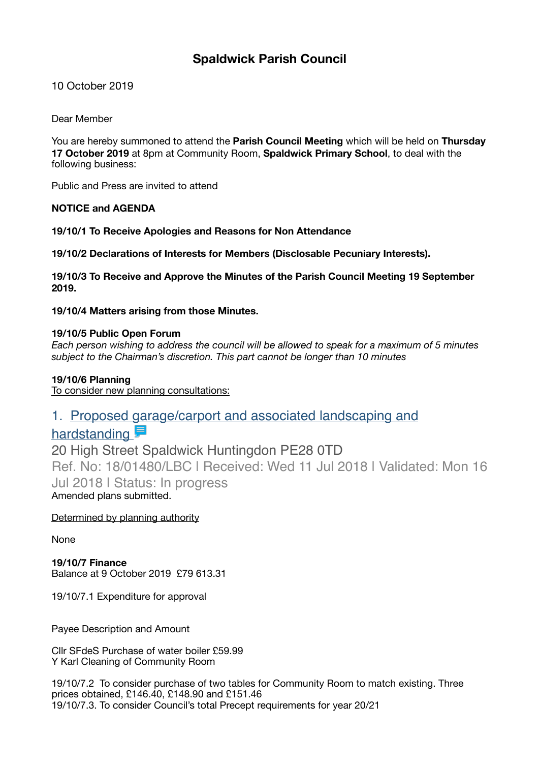# Spaldwick Parish Council

10 October 2019

Dear Member

You are hereby summoned to attend the **Parish Council Meeting** which will be held on **Thursday 17 October 2019** at 8pm at Community Room, **Spaldwick Primary School**, to deal with the following business:

Public and Press are invited to attend

**NOTICE and AGENDA**

**19/10/1 To Receive Apologies and Reasons for Non Attendance**

**19/10/2 Declarations of Interests for Members (Disclosable Pecuniary Interests).**

**19/10/3 To Receive and Approve the Minutes of the Parish Council Meeting 19 September 2019.**

**19/10/4 Matters arising from those Minutes.**

**19/10/5 Public Open Forum**
*Each person wishing to address the council will be allowed to speak for a maximum of 5 minutes subject to the Chairman's discretion. This part cannot be longer than 10 minutes*

**19/10/6 Planning**
To consider new planning consultations:

1. Proposed garage/carport and associated landscaping and hardstanding

20 High Street Spaldwick Huntingdon PE28 0TD
Ref. No: 18/01480/LBC | Received: Wed 11 Jul 2018 | Validated: Mon 16 Jul 2018 | Status: In progress
Amended plans submitted.

Determined by planning authority

None

**19/10/7 Finance**
Balance at 9 October 2019 £79 613.31

19/10/7.1 Expenditure for approval

Payee Description and Amount

Cllr SFdeS Purchase of water boiler £59.99
Y Karl Cleaning of Community Room

19/10/7.2 To consider purchase of two tables for Community Room to match existing. Three prices obtained, £146.40, £148.90 and £151.46
19/10/7.3. To consider Council's total Precept requirements for year 20/21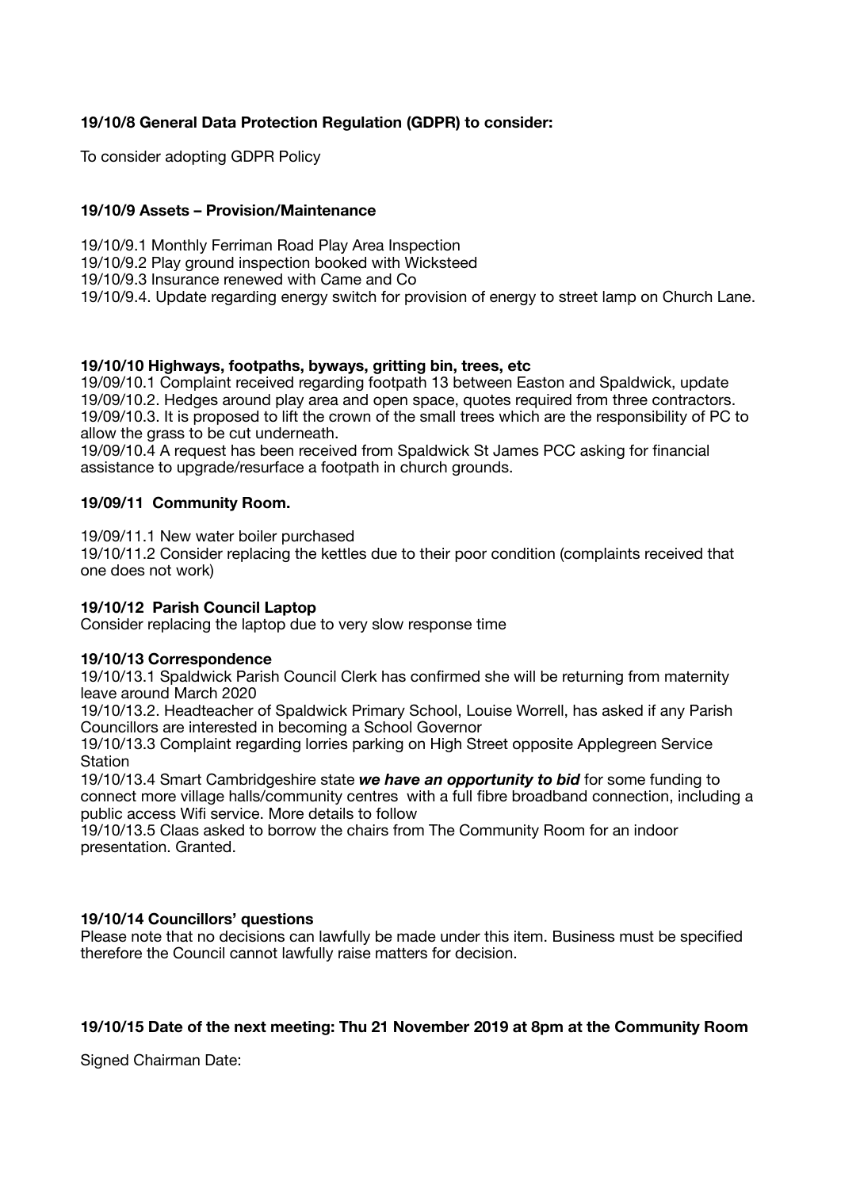**19/10/8 General Data Protection Regulation (GDPR) to consider:**

To consider adopting GDPR Policy

**19/10/9 Assets – Provision/Maintenance**

19/10/9.1 Monthly Ferriman Road Play Area Inspection
19/10/9.2 Play ground inspection booked with Wicksteed
19/10/9.3 Insurance renewed with Came and Co
19/10/9.4. Update regarding energy switch for provision of energy to street lamp on Church Lane.

**19/10/10 Highways, footpaths, byways, gritting bin, trees, etc**
19/09/10.1 Complaint received regarding footpath 13 between Easton and Spaldwick, update
19/09/10.2. Hedges around play area and open space, quotes required from three contractors.
19/09/10.3. It is proposed to lift the crown of the small trees which are the responsibility of PC to allow the grass to be cut underneath.
19/09/10.4 A request has been received from Spaldwick St James PCC asking for financial assistance to upgrade/resurface a footpath in church grounds.

**19/09/11 Community Room.**

19/09/11.1 New water boiler purchased
19/10/11.2 Consider replacing the kettles due to their poor condition (complaints received that one does not work)

**19/10/12 Parish Council Laptop**
Consider replacing the laptop due to very slow response time

**19/10/13 Correspondence**
19/10/13.1 Spaldwick Parish Council Clerk has confirmed she will be returning from maternity leave around March 2020
19/10/13.2. Headteacher of Spaldwick Primary School, Louise Worrell, has asked if any Parish Councillors are interested in becoming a School Governor
19/10/13.3 Complaint regarding lorries parking on High Street opposite Applegreen Service Station
19/10/13.4 Smart Cambridgeshire state ***we have an opportunity to bid*** for some funding to connect more village halls/community centres with a full fibre broadband connection, including a public access Wifi service. More details to follow
19/10/13.5 Claas asked to borrow the chairs from The Community Room for an indoor presentation. Granted.

**19/10/14 Councillors' questions**
Please note that no decisions can lawfully be made under this item. Business must be specified therefore the Council cannot lawfully raise matters for decision.

**19/10/15 Date of the next meeting: Thu 21 November 2019 at 8pm at the Community Room**

Signed Chairman Date: